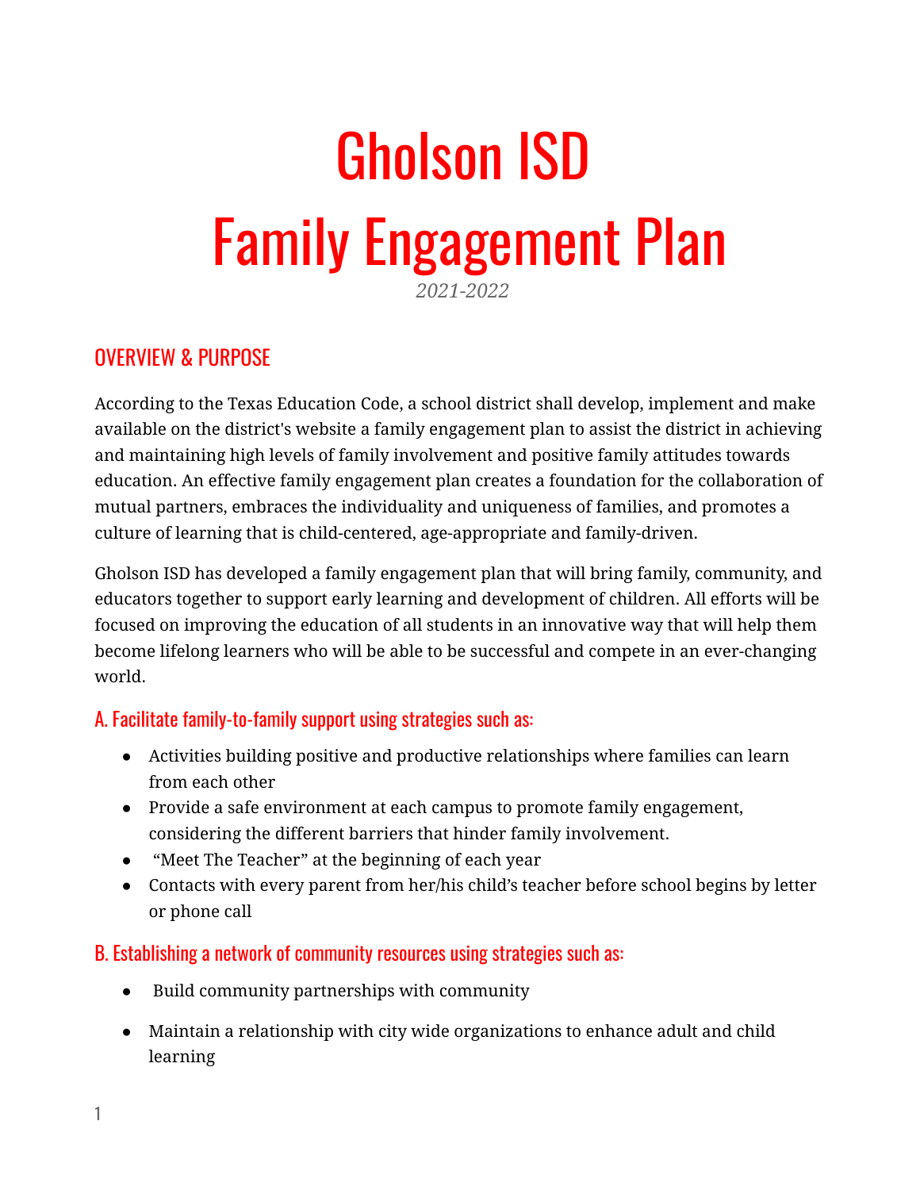# Gholson ISD
# Family Engagement Plan

*2021-2022*

## OVERVIEW & PURPOSE

According to the Texas Education Code, a school district shall develop, implement and make available on the district's website a family engagement plan to assist the district in achieving and maintaining high levels of family involvement and positive family attitudes towards education. An effective family engagement plan creates a foundation for the collaboration of mutual partners, embraces the individuality and uniqueness of families, and promotes a culture of learning that is child-centered, age-appropriate and family-driven.

Gholson ISD has developed a family engagement plan that will bring family, community, and educators together to support early learning and development of children. All efforts will be focused on improving the education of all students in an innovative way that will help them become lifelong learners who will be able to be successful and compete in an ever-changing world.

### A. Facilitate family-to-family support using strategies such as:

- Activities building positive and productive relationships where families can learn from each other
- Provide a safe environment at each campus to promote family engagement, considering the different barriers that hinder family involvement.
- "Meet The Teacher" at the beginning of each year
- Contacts with every parent from her/his child's teacher before school begins by letter or phone call

### B. Establishing a network of community resources using strategies such as:

- Build community partnerships with community
- Maintain a relationship with city wide organizations to enhance adult and child learning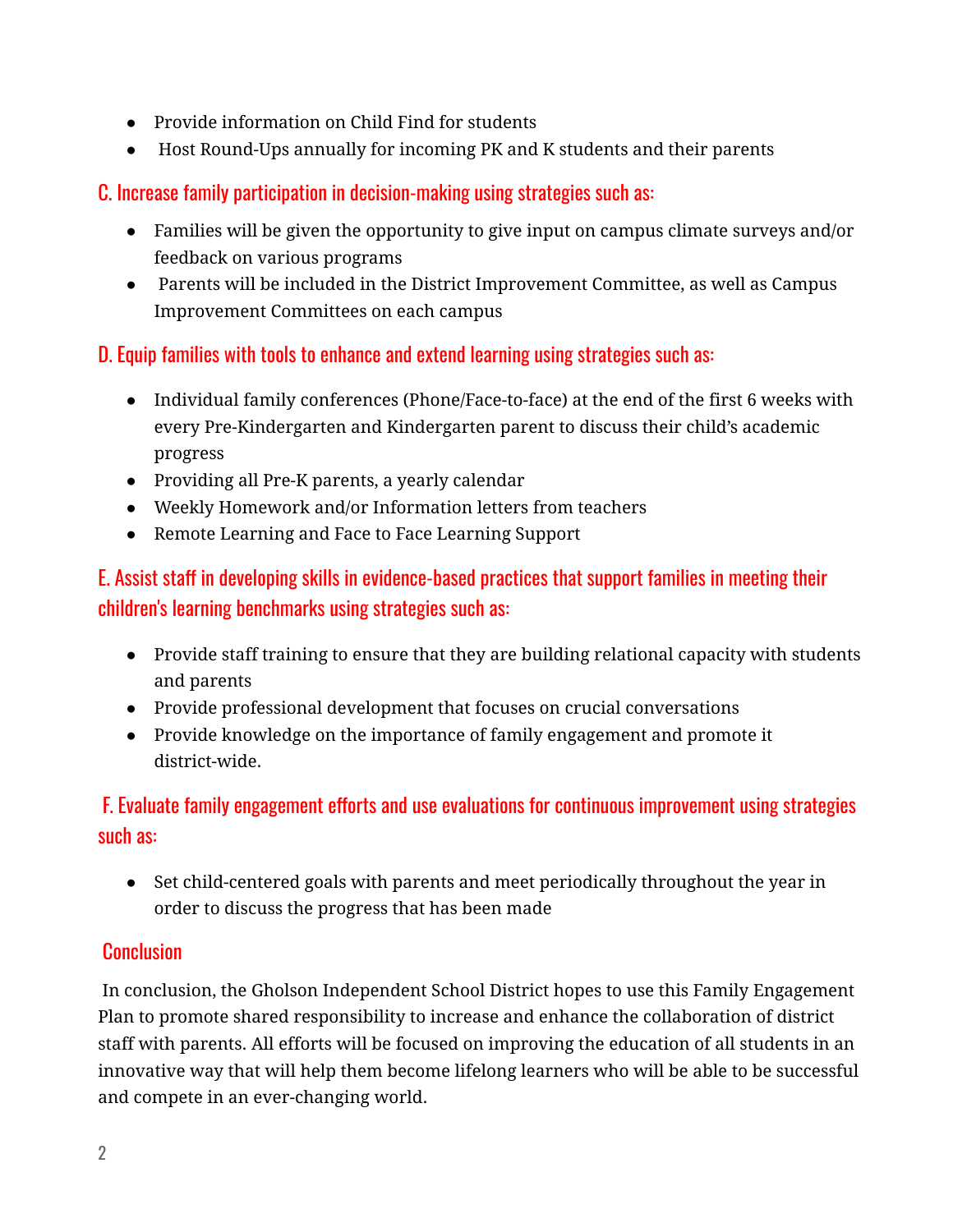- Provide information on Child Find for students
- Host Round-Ups annually for incoming PK and K students and their parents

## C. Increase family participation in decision-making using strategies such as:

- Families will be given the opportunity to give input on campus climate surveys and/or feedback on various programs
- Parents will be included in the District Improvement Committee, as well as Campus Improvement Committees on each campus

## D. Equip families with tools to enhance and extend learning using strategies such as:

- Individual family conferences (Phone/Face-to-face) at the end of the first 6 weeks with every Pre-Kindergarten and Kindergarten parent to discuss their child's academic progress
- Providing all Pre-K parents, a yearly calendar
- Weekly Homework and/or Information letters from teachers
- Remote Learning and Face to Face Learning Support

## E. Assist staff in developing skills in evidence-based practices that support families in meeting their children's learning benchmarks using strategies such as:

- Provide staff training to ensure that they are building relational capacity with students and parents
- Provide professional development that focuses on crucial conversations
- Provide knowledge on the importance of family engagement and promote it district-wide.

## F. Evaluate family engagement efforts and use evaluations for continuous improvement using strategies such as:

- Set child-centered goals with parents and meet periodically throughout the year in order to discuss the progress that has been made

## Conclusion

In conclusion, the Gholson Independent School District hopes to use this Family Engagement Plan to promote shared responsibility to increase and enhance the collaboration of district staff with parents. All efforts will be focused on improving the education of all students in an innovative way that will help them become lifelong learners who will be able to be successful and compete in an ever-changing world.